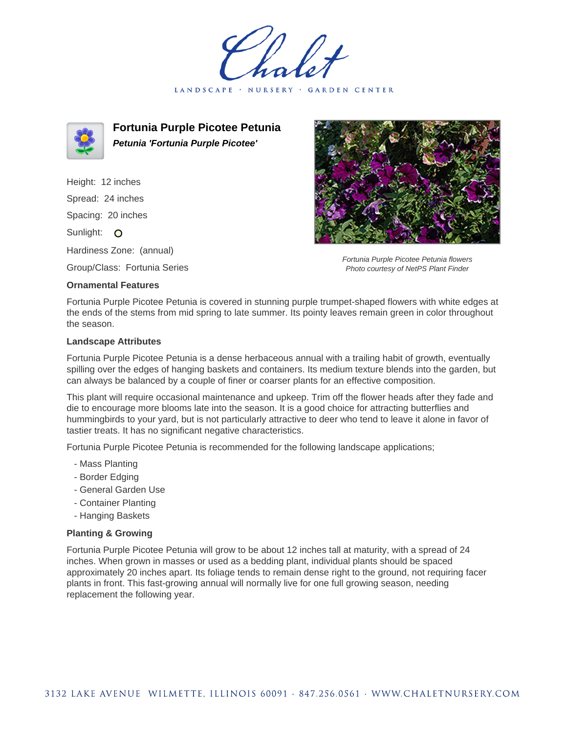Chalet

LANDSCAPE · NURSERY · GARDEN CENTER

## Fortunia Purple Picotee Petunia

***Petunia 'Fortunia Purple Picotee'***

Height: 12 inches

Spread: 24 inches

Spacing: 20 inches

Sunlight: O

Hardiness Zone: (annual)

Group/Class: Fortunia Series

*Fortunia Purple Picotee Petunia flowers*
*Photo courtesy of NetPS Plant Finder*

### Ornamental Features

Fortunia Purple Picotee Petunia is covered in stunning purple trumpet-shaped flowers with white edges at the ends of the stems from mid spring to late summer. Its pointy leaves remain green in color throughout the season.

### Landscape Attributes

Fortunia Purple Picotee Petunia is a dense herbaceous annual with a trailing habit of growth, eventually spilling over the edges of hanging baskets and containers. Its medium texture blends into the garden, but can always be balanced by a couple of finer or coarser plants for an effective composition.

This plant will require occasional maintenance and upkeep. Trim off the flower heads after they fade and die to encourage more blooms late into the season. It is a good choice for attracting butterflies and hummingbirds to your yard, but is not particularly attractive to deer who tend to leave it alone in favor of tastier treats. It has no significant negative characteristics.

Fortunia Purple Picotee Petunia is recommended for the following landscape applications;

- Mass Planting
- Border Edging
- General Garden Use
- Container Planting
- Hanging Baskets

### Planting & Growing

Fortunia Purple Picotee Petunia will grow to be about 12 inches tall at maturity, with a spread of 24 inches. When grown in masses or used as a bedding plant, individual plants should be spaced approximately 20 inches apart. Its foliage tends to remain dense right to the ground, not requiring facer plants in front. This fast-growing annual will normally live for one full growing season, needing replacement the following year.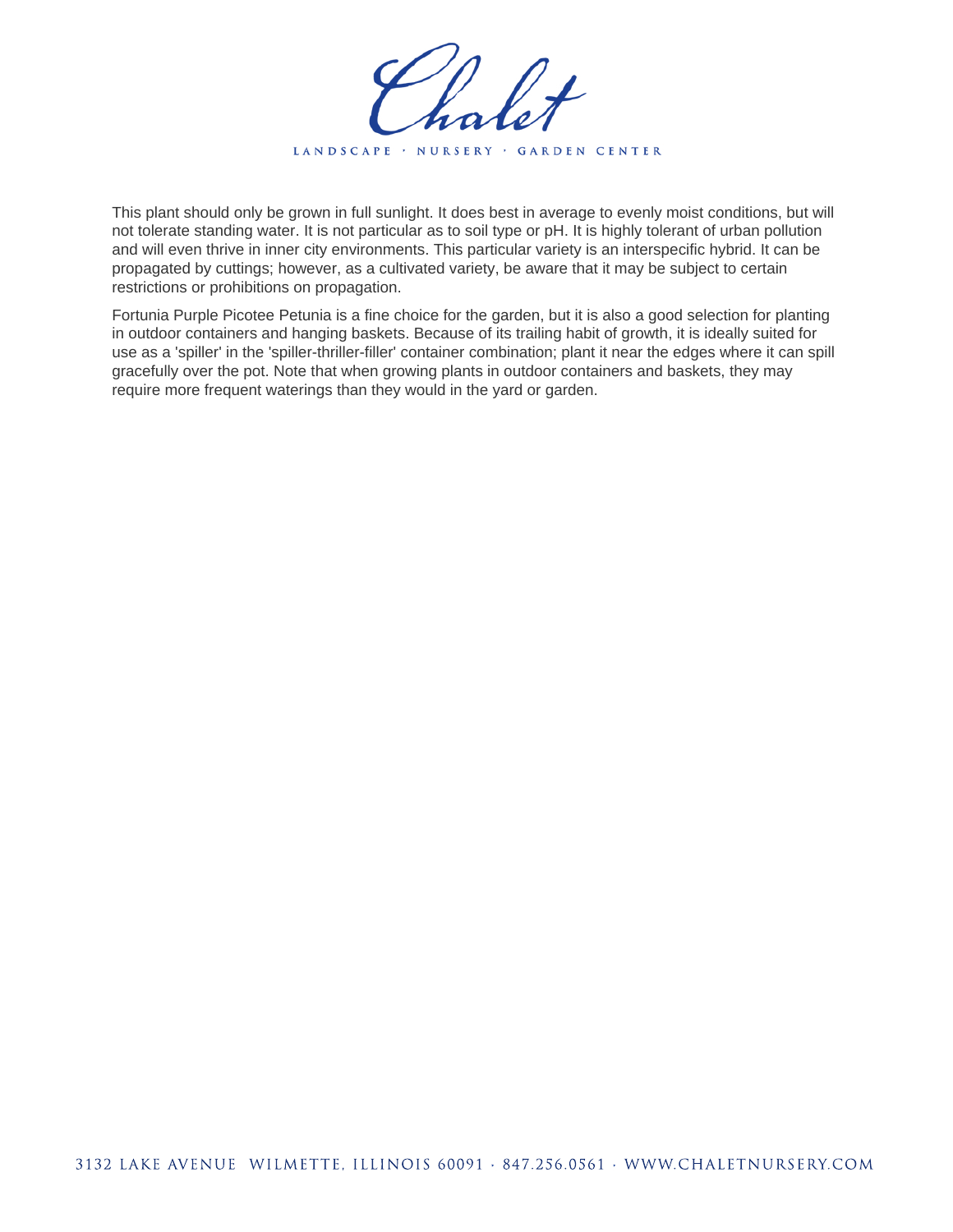This plant should only be grown in full sunlight. It does best in average to evenly moist conditions, but will not tolerate standing water. It is not particular as to soil type or pH. It is highly tolerant of urban pollution and will even thrive in inner city environments. This particular variety is an interspecific hybrid. It can be propagated by cuttings; however, as a cultivated variety, be aware that it may be subject to certain restrictions or prohibitions on propagation.

Fortunia Purple Picotee Petunia is a fine choice for the garden, but it is also a good selection for planting in outdoor containers and hanging baskets. Because of its trailing habit of growth, it is ideally suited for use as a 'spiller' in the 'spiller-thriller-filler' container combination; plant it near the edges where it can spill gracefully over the pot. Note that when growing plants in outdoor containers and baskets, they may require more frequent waterings than they would in the yard or garden.